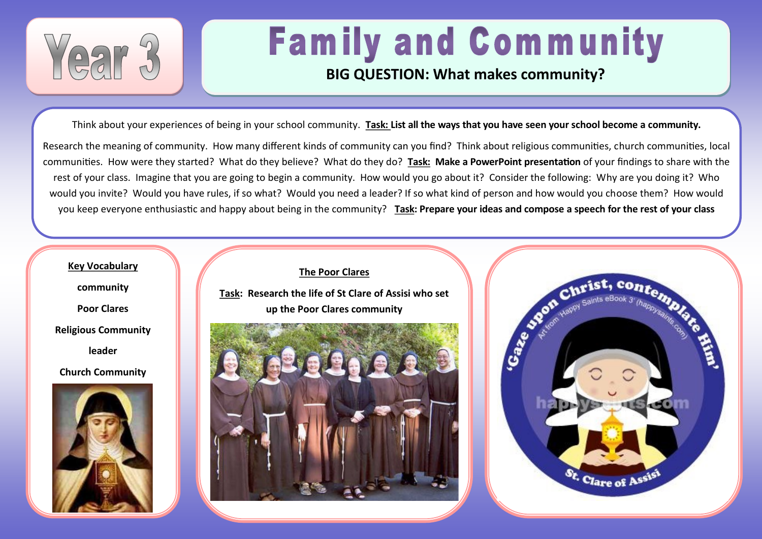# Year 3

# Family and Community

**BIG QUESTION: What makes community?**

Think about your experiences of being in your school community. **Task: List all the ways that you have seen your school become a community.**

Research the meaning of community. How many different kinds of community can you find? Think about religious communities, church communities, local communities. How were they started? What do they believe? What do they do? **Task: Make a PowerPoint presentation** of your findings to share with the rest of your class. Imagine that you are going to begin a community. How would you go about it? Consider the following: Why are you doing it? Who would you invite? Would you have rules, if so what? Would you need a leader? If so what kind of person and how would you choose them? How would you keep everyone enthusiastic and happy about being in the community? **Task: Prepare your ideas and compose a speech for the rest of your class**

**Key Vocabulary**

- community
- Poor Clares
- Religious Community
- leader
- Church Community

**The Poor Clares**

**Task: Research the life of St Clare of Assisi who set up the Poor Clares community**

'Gaze upon Christ, contemplate Him'

Art from 'Happy Saints eBook 3' (happysaints.com)

St. Clare of Assisi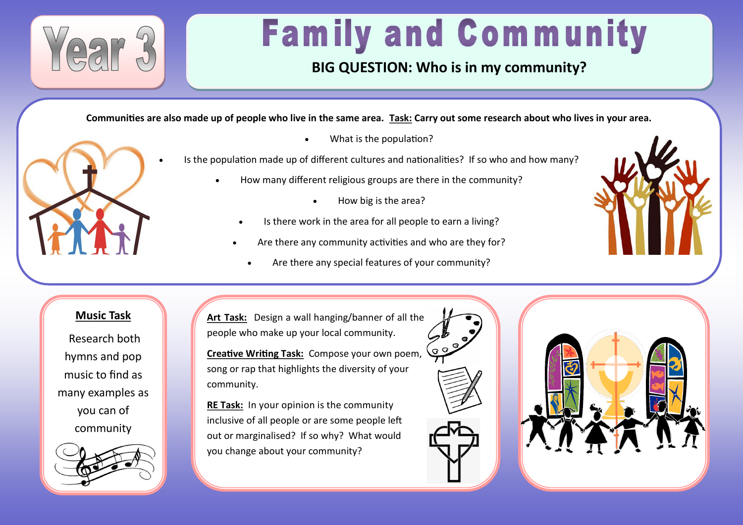# Year 3

# Family and Community

**BIG QUESTION: Who is in my community?**

**Communities are also made up of people who live in the same area. Task: Carry out some research about who lives in your area.**

- What is the population?
- Is the population made up of different cultures and nationalities? If so who and how many?
- How many different religious groups are there in the community?
- How big is the area?
- Is there work in the area for all people to earn a living?
- Are there any community activities and who are they for?
- Are there any special features of your community?

## Music Task

Research both hymns and pop music to find as many examples as you can of community

**Art Task:** Design a wall hanging/banner of all the people who make up your local community.

**Creative Writing Task:** Compose your own poem, song or rap that highlights the diversity of your community.

**RE Task:** In your opinion is the community inclusive of all people or are some people left out or marginalised? If so why? What would you change about your community?